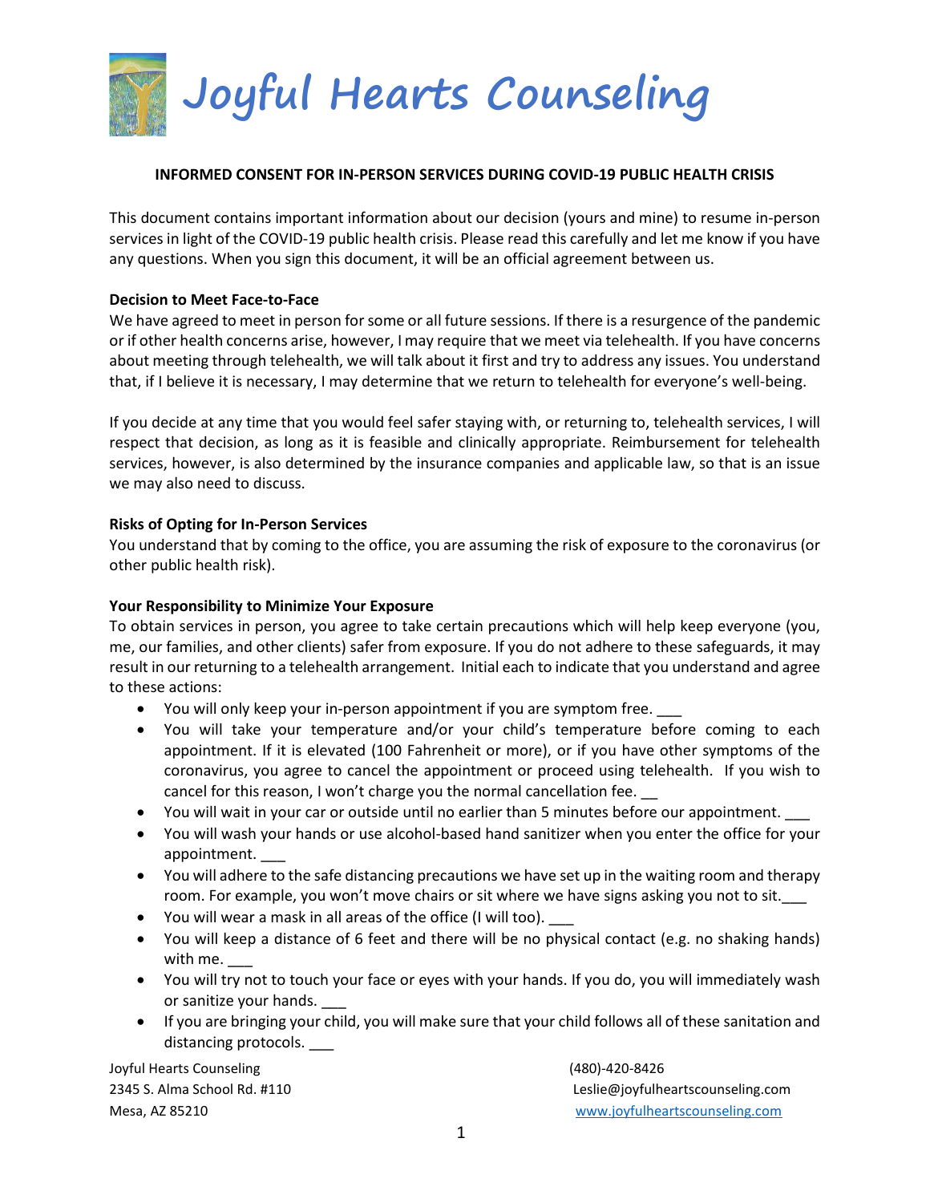# Joyful Hearts Counseling

**INFORMED CONSENT FOR IN-PERSON SERVICES DURING COVID-19 PUBLIC HEALTH CRISIS**

This document contains important information about our decision (yours and mine) to resume in-person services in light of the COVID-19 public health crisis. Please read this carefully and let me know if you have any questions. When you sign this document, it will be an official agreement between us.

**Decision to Meet Face-to-Face**

We have agreed to meet in person for some or all future sessions. If there is a resurgence of the pandemic or if other health concerns arise, however, I may require that we meet via telehealth. If you have concerns about meeting through telehealth, we will talk about it first and try to address any issues. You understand that, if I believe it is necessary, I may determine that we return to telehealth for everyone's well-being.

If you decide at any time that you would feel safer staying with, or returning to, telehealth services, I will respect that decision, as long as it is feasible and clinically appropriate. Reimbursement for telehealth services, however, is also determined by the insurance companies and applicable law, so that is an issue we may also need to discuss.

**Risks of Opting for In-Person Services**

You understand that by coming to the office, you are assuming the risk of exposure to the coronavirus (or other public health risk).

**Your Responsibility to Minimize Your Exposure**

To obtain services in person, you agree to take certain precautions which will help keep everyone (you, me, our families, and other clients) safer from exposure. If you do not adhere to these safeguards, it may result in our returning to a telehealth arrangement. Initial each to indicate that you understand and agree to these actions:

- You will only keep your in-person appointment if you are symptom free. ___
- You will take your temperature and/or your child's temperature before coming to each appointment. If it is elevated (100 Fahrenheit or more), or if you have other symptoms of the coronavirus, you agree to cancel the appointment or proceed using telehealth. If you wish to cancel for this reason, I won't charge you the normal cancellation fee. __
- You will wait in your car or outside until no earlier than 5 minutes before our appointment. ___
- You will wash your hands or use alcohol-based hand sanitizer when you enter the office for your appointment. ___
- You will adhere to the safe distancing precautions we have set up in the waiting room and therapy room. For example, you won't move chairs or sit where we have signs asking you not to sit.___
- You will wear a mask in all areas of the office (I will too). ___
- You will keep a distance of 6 feet and there will be no physical contact (e.g. no shaking hands) with me. ___
- You will try not to touch your face or eyes with your hands. If you do, you will immediately wash or sanitize your hands. ___
- If you are bringing your child, you will make sure that your child follows all of these sanitation and distancing protocols. ___

Joyful Hearts Counseling
2345 S. Alma School Rd. #110
Mesa, AZ 85210

(480)-420-8426
Leslie@joyfulheartscounseling.com
www.joyfulheartscounseling.com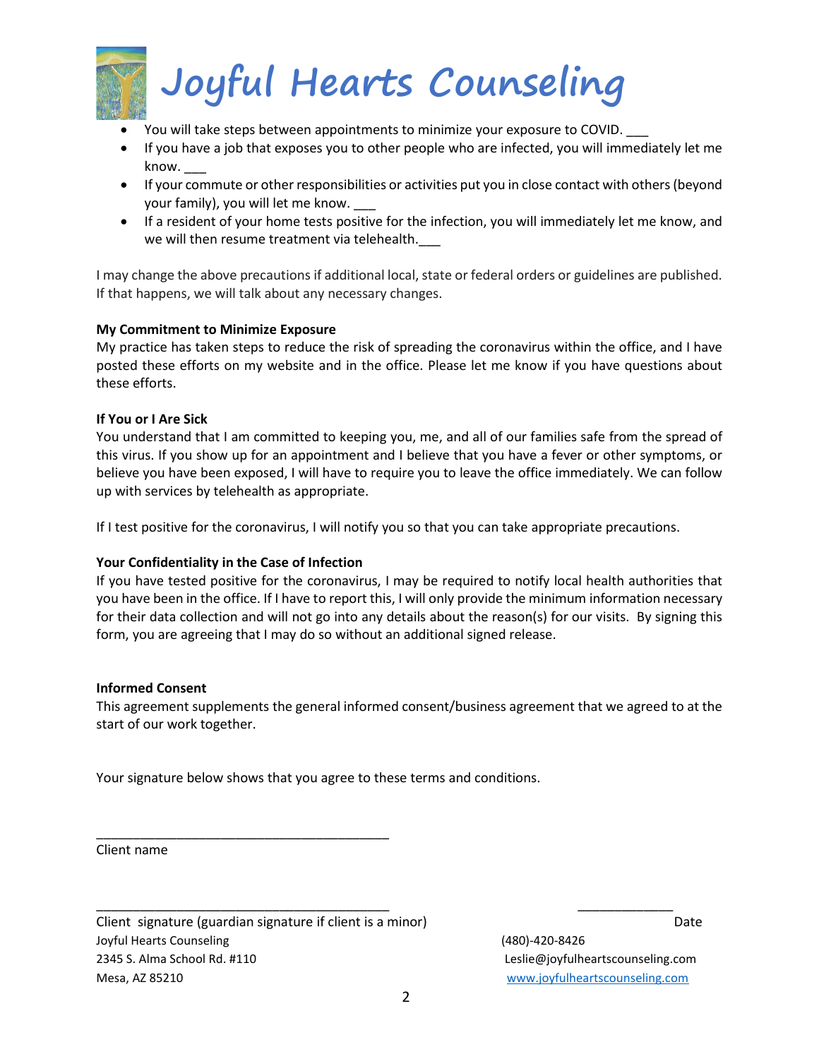- You will take steps between appointments to minimize your exposure to COVID. ___
- If you have a job that exposes you to other people who are infected, you will immediately let me know. ___
- If your commute or other responsibilities or activities put you in close contact with others (beyond your family), you will let me know. ___
- If a resident of your home tests positive for the infection, you will immediately let me know, and we will then resume treatment via telehealth.___

I may change the above precautions if additional local, state or federal orders or guidelines are published. If that happens, we will talk about any necessary changes.

**My Commitment to Minimize Exposure**

My practice has taken steps to reduce the risk of spreading the coronavirus within the office, and I have posted these efforts on my website and in the office. Please let me know if you have questions about these efforts.

**If You or I Are Sick**

You understand that I am committed to keeping you, me, and all of our families safe from the spread of this virus. If you show up for an appointment and I believe that you have a fever or other symptoms, or believe you have been exposed, I will have to require you to leave the office immediately. We can follow up with services by telehealth as appropriate.

If I test positive for the coronavirus, I will notify you so that you can take appropriate precautions.

**Your Confidentiality in the Case of Infection**

If you have tested positive for the coronavirus, I may be required to notify local health authorities that you have been in the office. If I have to report this, I will only provide the minimum information necessary for their data collection and will not go into any details about the reason(s) for our visits. By signing this form, you are agreeing that I may do so without an additional signed release.

**Informed Consent**

This agreement supplements the general informed consent/business agreement that we agreed to at the start of our work together.

Your signature below shows that you agree to these terms and conditions.

_________________________________________

Client name

_________________________________________ _____________

Client signature (guardian signature if client is a minor) Date

Joyful Hearts Counseling (480)-420-8426
2345 S. Alma School Rd. #110 Leslie@joyfulheartscounseling.com
Mesa, AZ 85210 www.joyfulheartscounseling.com